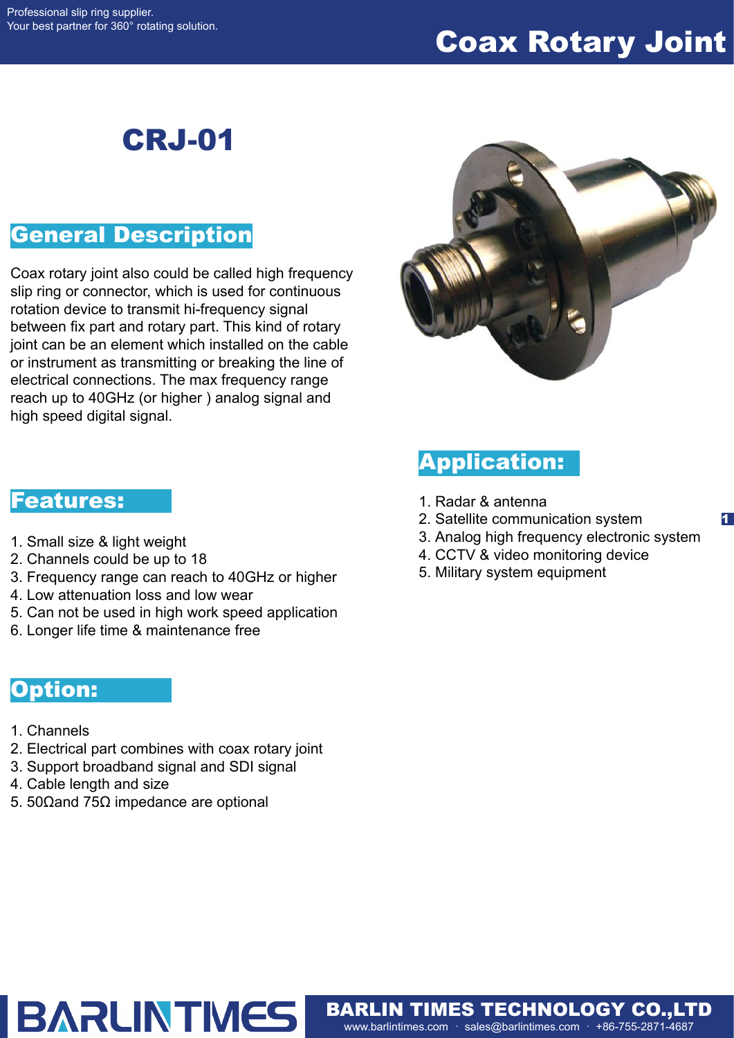# Coax Rotary Joint

## CRJ-01

### General Description

Coax rotary joint also could be called high frequency slip ring or connector, which is used for continuous rotation device to transmit hi-frequency signal between fix part and rotary part. This kind of rotary joint can be an element which installed on the cable or instrument as transmitting or breaking the line of electrical connections. The max frequency range reach up to 40GHz (or higher ) analog signal and high speed digital signal.

### Features:

1. Small size & light weight
2. Channels could be up to 18
3. Frequency range can reach to 40GHz or higher
4. Low attenuation loss and low wear
5. Can not be used in high work speed application
6. Longer life time & maintenance free

### Option:

1. Channels
2. Electrical part combines with coax rotary joint
3. Support broadband signal and SDI signal
4. Cable length and size
5. 50Ωand 75Ω impedance are optional

### Application:

1. Radar & antenna
2. Satellite communication system
3. Analog high frequency electronic system
4. CCTV & video monitoring device
5. Military system equipment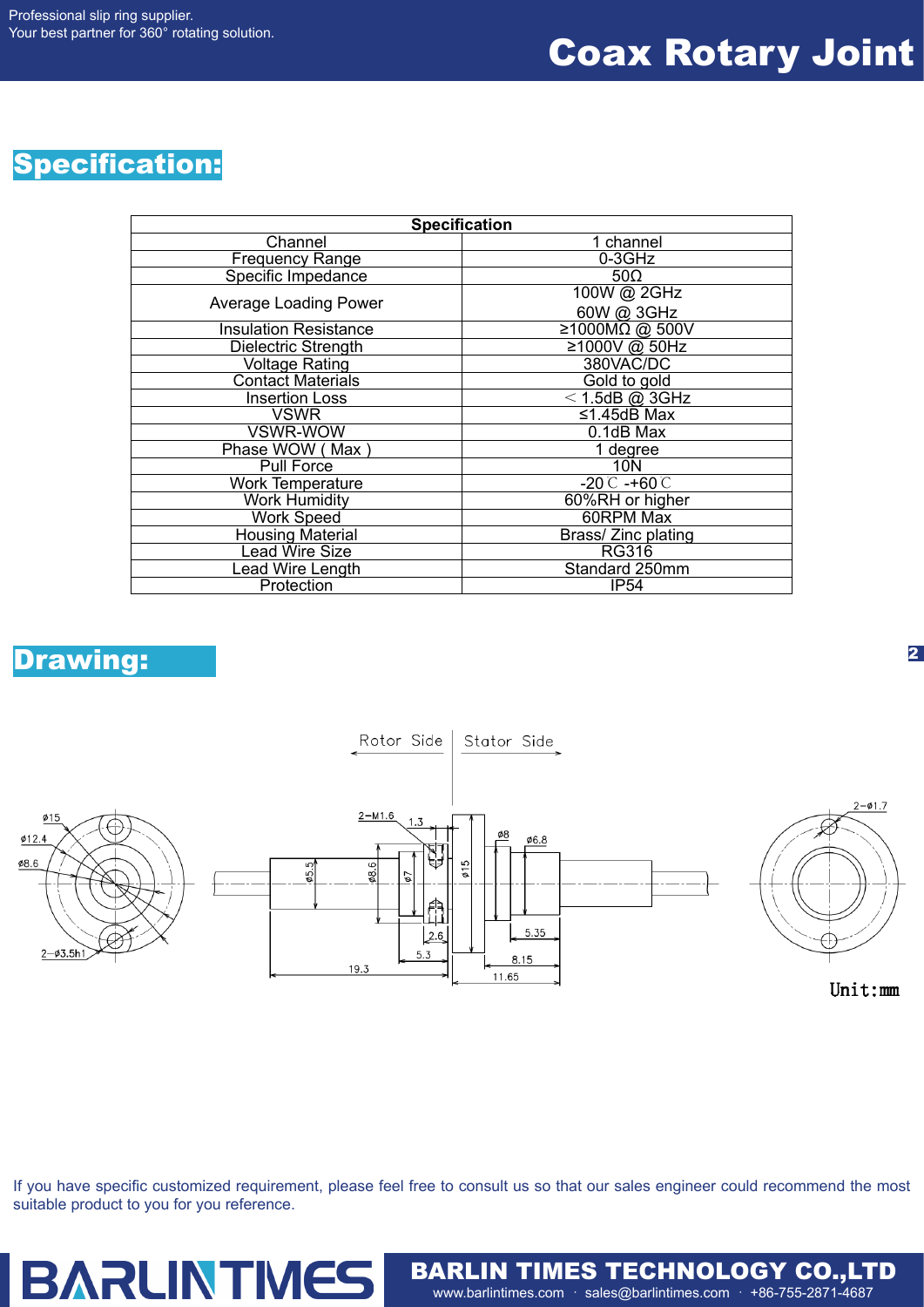## Specification:

| Specification | |
|---|---|
| Channel | 1 channel |
| Frequency Range | 0-3GHz |
| Specific Impedance | 50Ω |
| Average Loading Power | 100W @ 2GHz<br>60W @ 3GHz |
| Insulation Resistance | ≥1000MΩ @ 500V |
| Dielectric Strength | ≥1000V @ 50Hz |
| Voltage Rating | 380VAC/DC |
| Contact Materials | Gold to gold |
| Insertion Loss | < 1.5dB @ 3GHz |
| VSWR | ≤1.45dB Max |
| VSWR-WOW | 0.1dB Max |
| Phase WOW ( Max ) | 1 degree |
| Pull Force | 10N |
| Work Temperature | -20℃ -+60℃ |
| Work Humidity | 60%RH or higher |
| Work Speed | 60RPM Max |
| Housing Material | Brass/ Zinc plating |
| Lead Wire Size | RG316 |
| Lead Wire Length | Standard 250mm |
| Protection | IP54 |

## Drawing:

Rotor Side

Stator Side

ø15

ø12.4

ø8.6

2-ø3.5h1

2-M1.6

1.3

ø5.5

ø8.6

ø7

ø15

ø8

ø6.8

2.6

5.3

19.3

5.35

8.15

11.65

2-ø1.7

Unit:mm

If you have specific customized requirement, please feel free to consult us so that our sales engineer could recommend the most suitable product to you for you reference.

BARLINTIMES

BARLIN TIMES TECHNOLOGY CO.,LTD

www.barlintimes.com · sales@barlintimes.com · +86-755-2871-4687